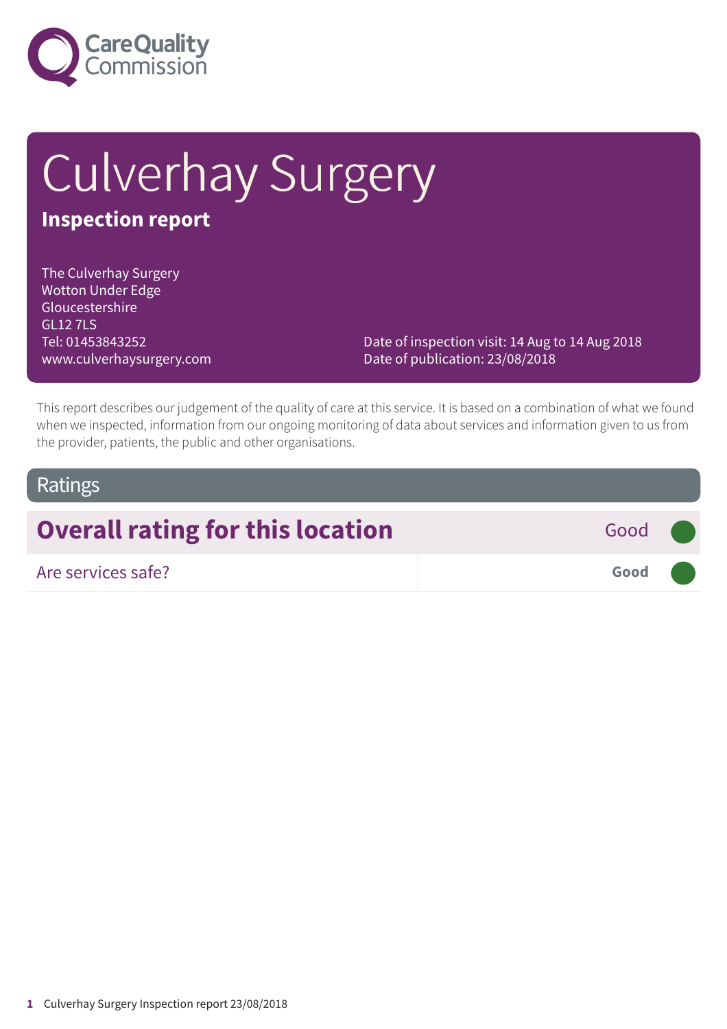Care Quality Commission

# Culverhay Surgery

**Inspection report**

The Culverhay Surgery
Wotton Under Edge
Gloucestershire
GL12 7LS
Tel: 01453843252
www.culverhaysurgery.com

Date of inspection visit: 14 Aug to 14 Aug 2018
Date of publication: 23/08/2018

This report describes our judgement of the quality of care at this service. It is based on a combination of what we found when we inspected, information from our ongoing monitoring of data about services and information given to us from the provider, patients, the public and other organisations.

## Ratings

| Overall rating for this location | Good |
|---|---|
| Are services safe? | **Good** |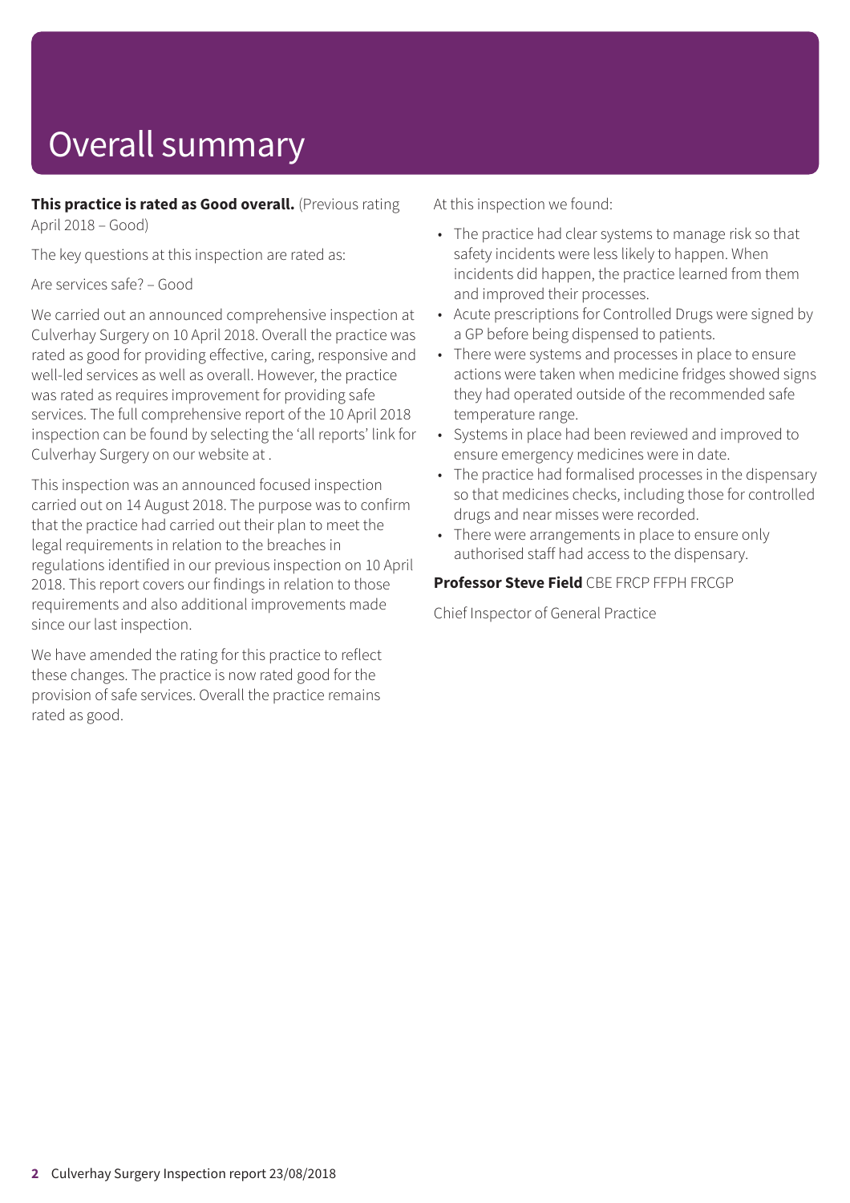# Overall summary

**This practice is rated as Good overall.** (Previous rating April 2018 – Good)

The key questions at this inspection are rated as:

Are services safe? – Good

We carried out an announced comprehensive inspection at Culverhay Surgery on 10 April 2018. Overall the practice was rated as good for providing effective, caring, responsive and well-led services as well as overall. However, the practice was rated as requires improvement for providing safe services. The full comprehensive report of the 10 April 2018 inspection can be found by selecting the 'all reports' link for Culverhay Surgery on our website at .

This inspection was an announced focused inspection carried out on 14 August 2018. The purpose was to confirm that the practice had carried out their plan to meet the legal requirements in relation to the breaches in regulations identified in our previous inspection on 10 April 2018. This report covers our findings in relation to those requirements and also additional improvements made since our last inspection.

We have amended the rating for this practice to reflect these changes. The practice is now rated good for the provision of safe services. Overall the practice remains rated as good.

At this inspection we found:

- The practice had clear systems to manage risk so that safety incidents were less likely to happen. When incidents did happen, the practice learned from them and improved their processes.
- Acute prescriptions for Controlled Drugs were signed by a GP before being dispensed to patients.
- There were systems and processes in place to ensure actions were taken when medicine fridges showed signs they had operated outside of the recommended safe temperature range.
- Systems in place had been reviewed and improved to ensure emergency medicines were in date.
- The practice had formalised processes in the dispensary so that medicines checks, including those for controlled drugs and near misses were recorded.
- There were arrangements in place to ensure only authorised staff had access to the dispensary.

**Professor Steve Field** CBE FRCP FFPH FRCGP

Chief Inspector of General Practice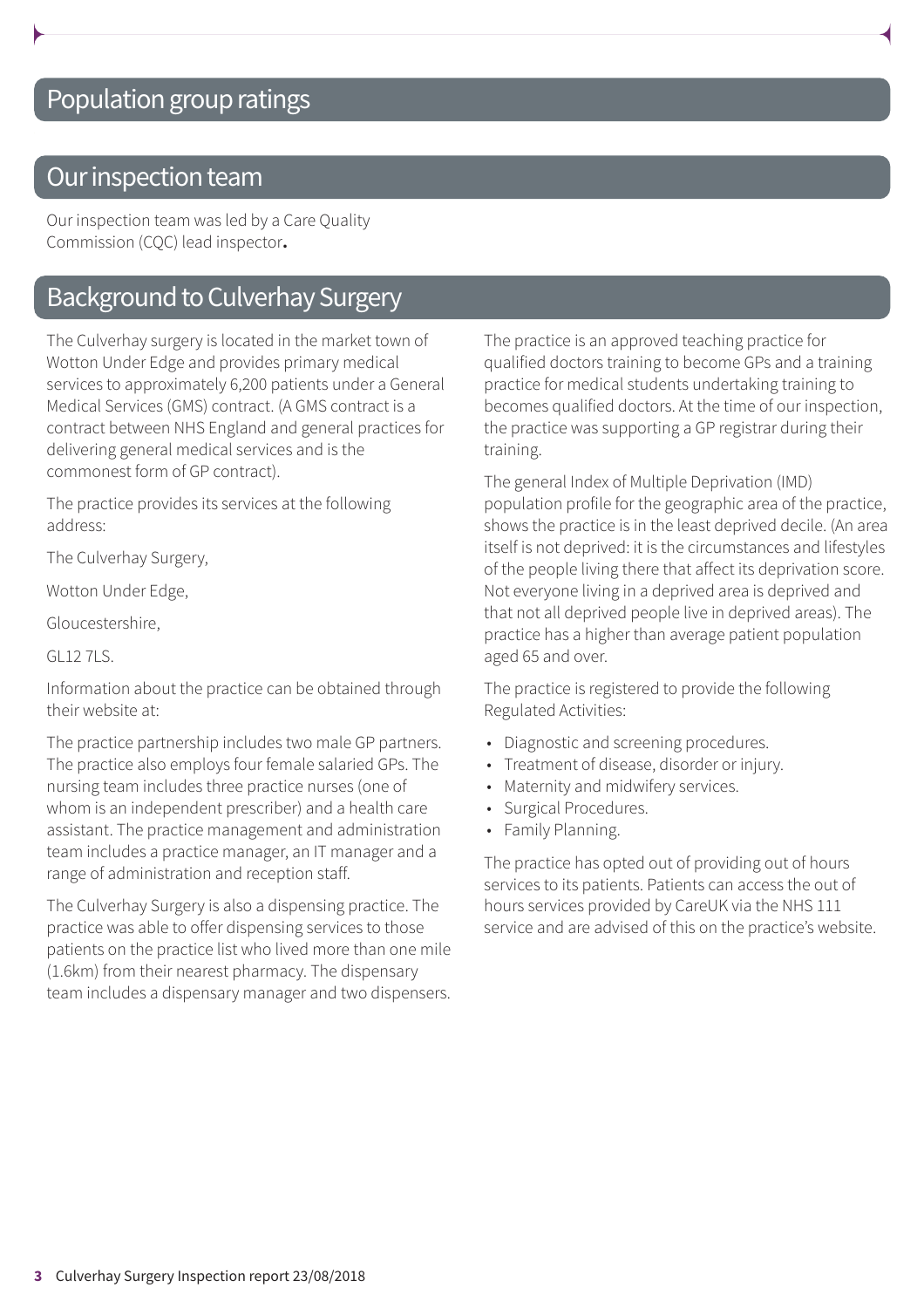## Population group ratings

## Our inspection team

Our inspection team was led by a Care Quality Commission (CQC) lead inspector.

## Background to Culverhay Surgery

The Culverhay surgery is located in the market town of Wotton Under Edge and provides primary medical services to approximately 6,200 patients under a General Medical Services (GMS) contract. (A GMS contract is a contract between NHS England and general practices for delivering general medical services and is the commonest form of GP contract).

The practice provides its services at the following address:

The Culverhay Surgery,

Wotton Under Edge,

Gloucestershire,

GL12 7LS.

Information about the practice can be obtained through their website at:

The practice partnership includes two male GP partners. The practice also employs four female salaried GPs. The nursing team includes three practice nurses (one of whom is an independent prescriber) and a health care assistant. The practice management and administration team includes a practice manager, an IT manager and a range of administration and reception staff.

The Culverhay Surgery is also a dispensing practice. The practice was able to offer dispensing services to those patients on the practice list who lived more than one mile (1.6km) from their nearest pharmacy. The dispensary team includes a dispensary manager and two dispensers.

The practice is an approved teaching practice for qualified doctors training to become GPs and a training practice for medical students undertaking training to becomes qualified doctors. At the time of our inspection, the practice was supporting a GP registrar during their training.

The general Index of Multiple Deprivation (IMD) population profile for the geographic area of the practice, shows the practice is in the least deprived decile. (An area itself is not deprived: it is the circumstances and lifestyles of the people living there that affect its deprivation score. Not everyone living in a deprived area is deprived and that not all deprived people live in deprived areas). The practice has a higher than average patient population aged 65 and over.

The practice is registered to provide the following Regulated Activities:

- Diagnostic and screening procedures.
- Treatment of disease, disorder or injury.
- Maternity and midwifery services.
- Surgical Procedures.
- Family Planning.

The practice has opted out of providing out of hours services to its patients. Patients can access the out of hours services provided by CareUK via the NHS 111 service and are advised of this on the practice's website.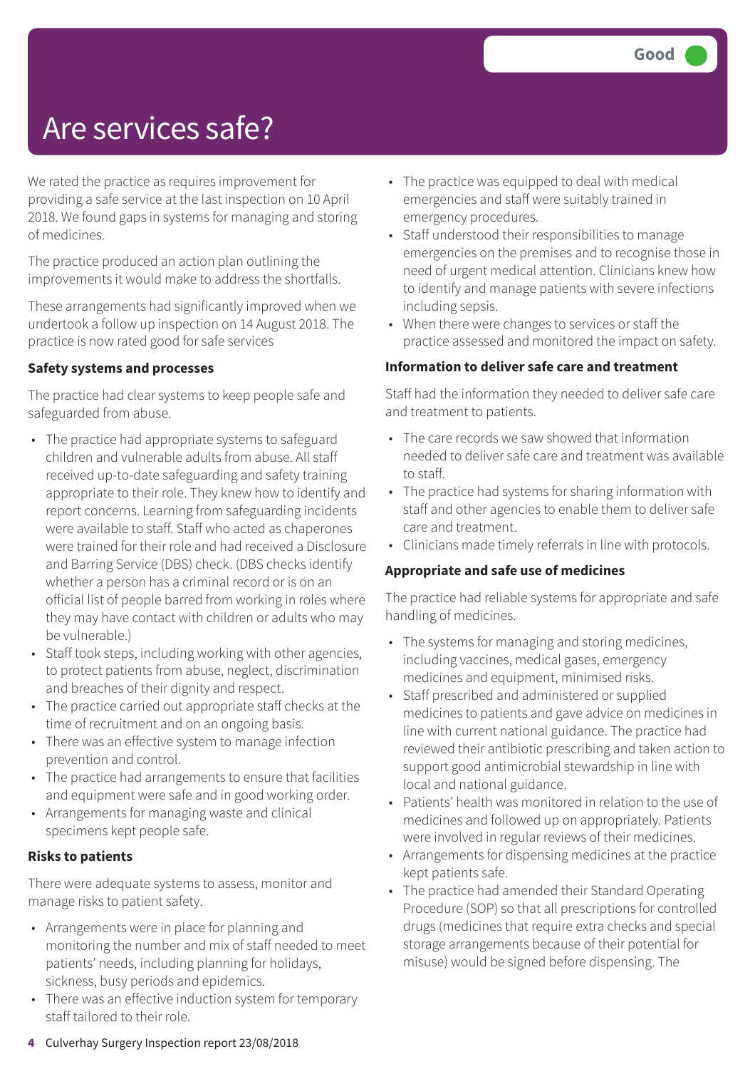# Are services safe?

Good

We rated the practice as requires improvement for providing a safe service at the last inspection on 10 April 2018. We found gaps in systems for managing and storing of medicines.

The practice produced an action plan outlining the improvements it would make to address the shortfalls.

These arrangements had significantly improved when we undertook a follow up inspection on 14 August 2018. The practice is now rated good for safe services

### Safety systems and processes

The practice had clear systems to keep people safe and safeguarded from abuse.

- The practice had appropriate systems to safeguard children and vulnerable adults from abuse. All staff received up-to-date safeguarding and safety training appropriate to their role. They knew how to identify and report concerns. Learning from safeguarding incidents were available to staff. Staff who acted as chaperones were trained for their role and had received a Disclosure and Barring Service (DBS) check. (DBS checks identify whether a person has a criminal record or is on an official list of people barred from working in roles where they may have contact with children or adults who may be vulnerable.)
- Staff took steps, including working with other agencies, to protect patients from abuse, neglect, discrimination and breaches of their dignity and respect.
- The practice carried out appropriate staff checks at the time of recruitment and on an ongoing basis.
- There was an effective system to manage infection prevention and control.
- The practice had arrangements to ensure that facilities and equipment were safe and in good working order.
- Arrangements for managing waste and clinical specimens kept people safe.

### Risks to patients

There were adequate systems to assess, monitor and manage risks to patient safety.

- Arrangements were in place for planning and monitoring the number and mix of staff needed to meet patients' needs, including planning for holidays, sickness, busy periods and epidemics.
- There was an effective induction system for temporary staff tailored to their role.
- The practice was equipped to deal with medical emergencies and staff were suitably trained in emergency procedures.
- Staff understood their responsibilities to manage emergencies on the premises and to recognise those in need of urgent medical attention. Clinicians knew how to identify and manage patients with severe infections including sepsis.
- When there were changes to services or staff the practice assessed and monitored the impact on safety.

### Information to deliver safe care and treatment

Staff had the information they needed to deliver safe care and treatment to patients.

- The care records we saw showed that information needed to deliver safe care and treatment was available to staff.
- The practice had systems for sharing information with staff and other agencies to enable them to deliver safe care and treatment.
- Clinicians made timely referrals in line with protocols.

### Appropriate and safe use of medicines

The practice had reliable systems for appropriate and safe handling of medicines.

- The systems for managing and storing medicines, including vaccines, medical gases, emergency medicines and equipment, minimised risks.
- Staff prescribed and administered or supplied medicines to patients and gave advice on medicines in line with current national guidance. The practice had reviewed their antibiotic prescribing and taken action to support good antimicrobial stewardship in line with local and national guidance.
- Patients' health was monitored in relation to the use of medicines and followed up on appropriately. Patients were involved in regular reviews of their medicines.
- Arrangements for dispensing medicines at the practice kept patients safe.
- The practice had amended their Standard Operating Procedure (SOP) so that all prescriptions for controlled drugs (medicines that require extra checks and special storage arrangements because of their potential for misuse) would be signed before dispensing. The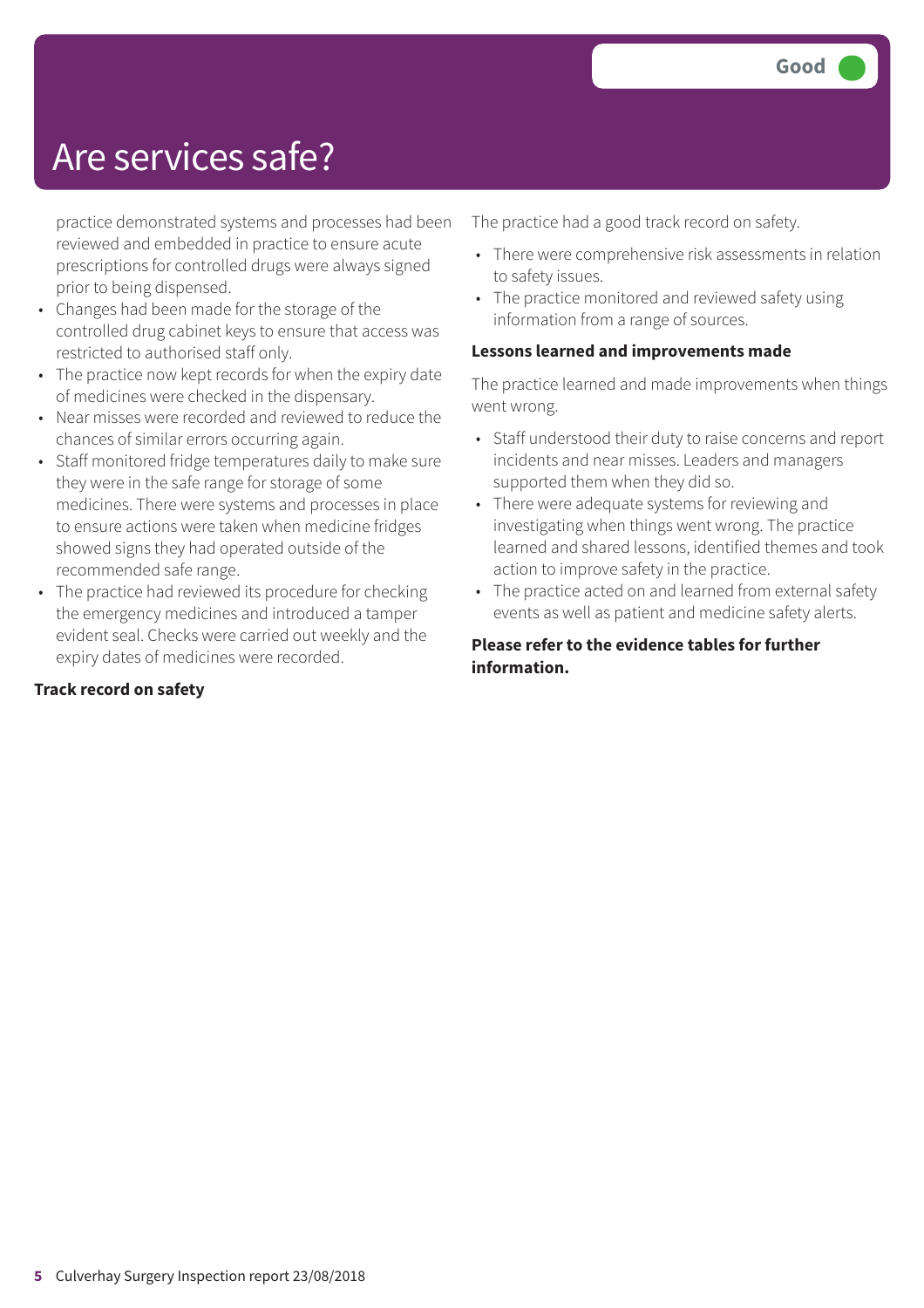# Are services safe?

Good

practice demonstrated systems and processes had been reviewed and embedded in practice to ensure acute prescriptions for controlled drugs were always signed prior to being dispensed.

- Changes had been made for the storage of the controlled drug cabinet keys to ensure that access was restricted to authorised staff only.
- The practice now kept records for when the expiry date of medicines were checked in the dispensary.
- Near misses were recorded and reviewed to reduce the chances of similar errors occurring again.
- Staff monitored fridge temperatures daily to make sure they were in the safe range for storage of some medicines. There were systems and processes in place to ensure actions were taken when medicine fridges showed signs they had operated outside of the recommended safe range.
- The practice had reviewed its procedure for checking the emergency medicines and introduced a tamper evident seal. Checks were carried out weekly and the expiry dates of medicines were recorded.

**Track record on safety**

The practice had a good track record on safety.

- There were comprehensive risk assessments in relation to safety issues.
- The practice monitored and reviewed safety using information from a range of sources.

**Lessons learned and improvements made**

The practice learned and made improvements when things went wrong.

- Staff understood their duty to raise concerns and report incidents and near misses. Leaders and managers supported them when they did so.
- There were adequate systems for reviewing and investigating when things went wrong. The practice learned and shared lessons, identified themes and took action to improve safety in the practice.
- The practice acted on and learned from external safety events as well as patient and medicine safety alerts.

**Please refer to the evidence tables for further information.**